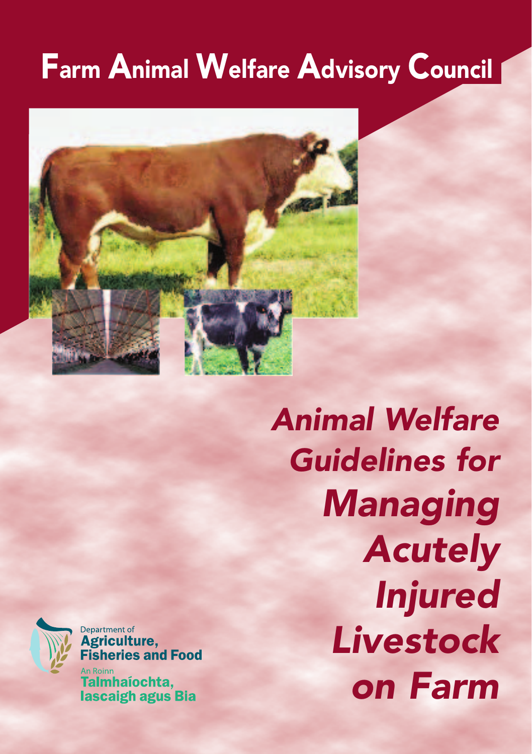# Farm Animal Welfare Advisory Council

## *Animal Welfare Guidelines for Managing Acutely Injured Livestock on Farm*

Department of
**Agriculture, Fisheries and Food**

An Roinn
**Talmhaíochta, Iascaigh agus Bia**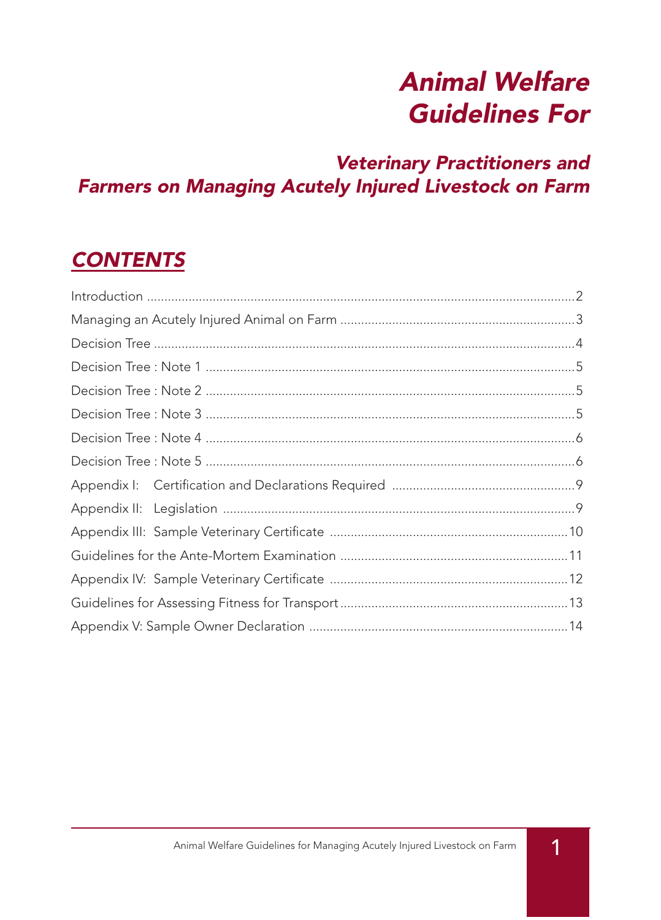# Animal Welfare Guidelines For

## Veterinary Practitioners and Farmers on Managing Acutely Injured Livestock on Farm

## CONTENTS

| | |
|---|---|
| Introduction | 2 |
| Managing an Acutely Injured Animal on Farm | 3 |
| Decision Tree | 4 |
| Decision Tree : Note 1 | 5 |
| Decision Tree : Note 2 | 5 |
| Decision Tree : Note 3 | 5 |
| Decision Tree : Note 4 | 6 |
| Decision Tree : Note 5 | 6 |
| Appendix I: Certification and Declarations Required | 9 |
| Appendix II: Legislation | 9 |
| Appendix III: Sample Veterinary Certificate | 10 |
| Guidelines for the Ante-Mortem Examination | 11 |
| Appendix IV: Sample Veterinary Certificate | 12 |
| Guidelines for Assessing Fitness for Transport | 13 |
| Appendix V: Sample Owner Declaration | 14 |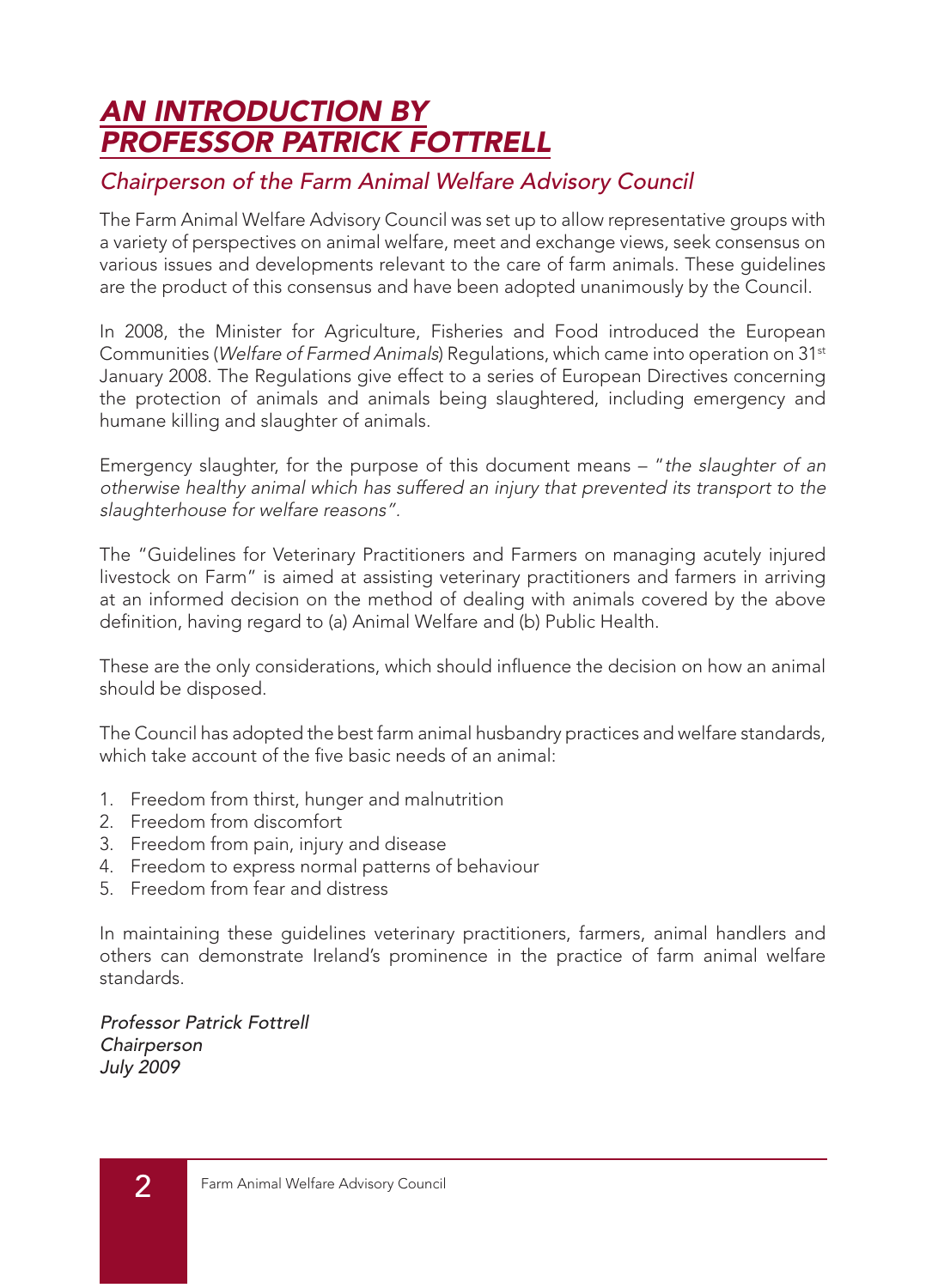# *AN INTRODUCTION BY PROFESSOR PATRICK FOTTRELL*

## *Chairperson of the Farm Animal Welfare Advisory Council*

The Farm Animal Welfare Advisory Council was set up to allow representative groups with a variety of perspectives on animal welfare, meet and exchange views, seek consensus on various issues and developments relevant to the care of farm animals. These guidelines are the product of this consensus and have been adopted unanimously by the Council.

In 2008, the Minister for Agriculture, Fisheries and Food introduced the European Communities (*Welfare of Farmed Animals*) Regulations, which came into operation on 31st January 2008. The Regulations give effect to a series of European Directives concerning the protection of animals and animals being slaughtered, including emergency and humane killing and slaughter of animals.

Emergency slaughter, for the purpose of this document means – "*the slaughter of an otherwise healthy animal which has suffered an injury that prevented its transport to the slaughterhouse for welfare reasons*".

The "Guidelines for Veterinary Practitioners and Farmers on managing acutely injured livestock on Farm" is aimed at assisting veterinary practitioners and farmers in arriving at an informed decision on the method of dealing with animals covered by the above definition, having regard to (a) Animal Welfare and (b) Public Health.

These are the only considerations, which should influence the decision on how an animal should be disposed.

The Council has adopted the best farm animal husbandry practices and welfare standards, which take account of the five basic needs of an animal:

1. Freedom from thirst, hunger and malnutrition
2. Freedom from discomfort
3. Freedom from pain, injury and disease
4. Freedom to express normal patterns of behaviour
5. Freedom from fear and distress

In maintaining these guidelines veterinary practitioners, farmers, animal handlers and others can demonstrate Ireland's prominence in the practice of farm animal welfare standards.

*Professor Patrick Fottrell*
*Chairperson*
*July 2009*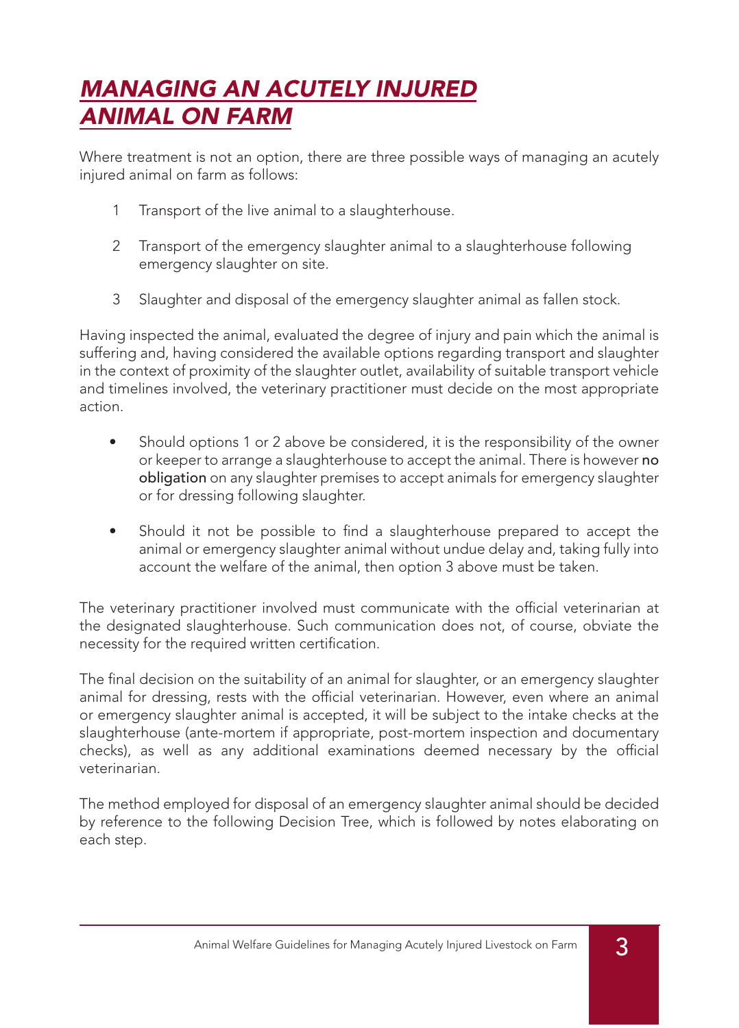# ***MANAGING AN ACUTELY INJURED ANIMAL ON FARM***

Where treatment is not an option, there are three possible ways of managing an acutely injured animal on farm as follows:

1. Transport of the live animal to a slaughterhouse.

2. Transport of the emergency slaughter animal to a slaughterhouse following emergency slaughter on site.

3. Slaughter and disposal of the emergency slaughter animal as fallen stock.

Having inspected the animal, evaluated the degree of injury and pain which the animal is suffering and, having considered the available options regarding transport and slaughter in the context of proximity of the slaughter outlet, availability of suitable transport vehicle and timelines involved, the veterinary practitioner must decide on the most appropriate action.

- Should options 1 or 2 above be considered, it is the responsibility of the owner or keeper to arrange a slaughterhouse to accept the animal. There is however **no obligation** on any slaughter premises to accept animals for emergency slaughter or for dressing following slaughter.

- Should it not be possible to find a slaughterhouse prepared to accept the animal or emergency slaughter animal without undue delay and, taking fully into account the welfare of the animal, then option 3 above must be taken.

The veterinary practitioner involved must communicate with the official veterinarian at the designated slaughterhouse. Such communication does not, of course, obviate the necessity for the required written certification.

The final decision on the suitability of an animal for slaughter, or an emergency slaughter animal for dressing, rests with the official veterinarian. However, even where an animal or emergency slaughter animal is accepted, it will be subject to the intake checks at the slaughterhouse (ante-mortem if appropriate, post-mortem inspection and documentary checks), as well as any additional examinations deemed necessary by the official veterinarian.

The method employed for disposal of an emergency slaughter animal should be decided by reference to the following Decision Tree, which is followed by notes elaborating on each step.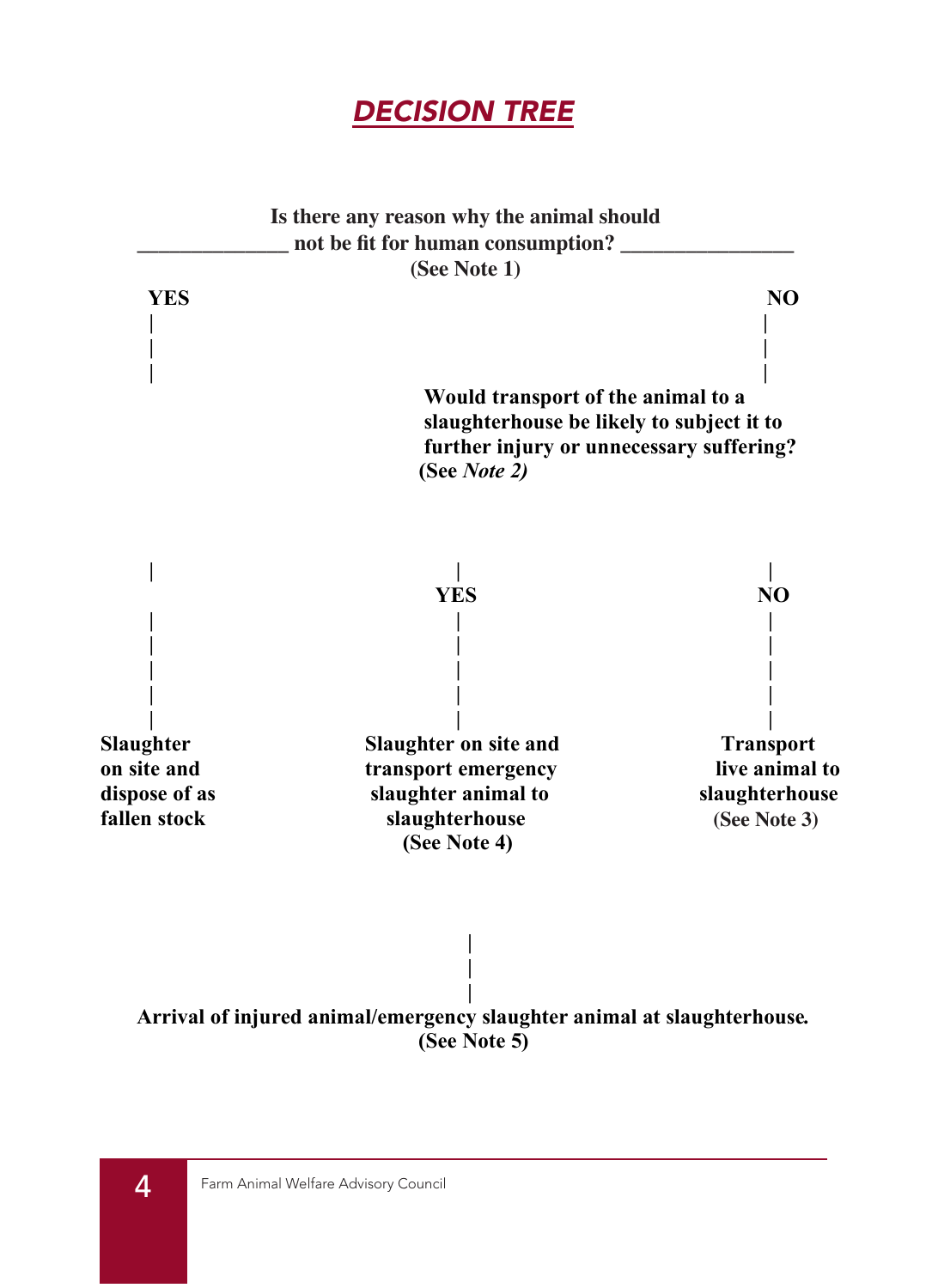## *DECISION TREE*

**Is there any reason why the animal should not be fit for human consumption? (See Note 1)**

- **YES**
  - **Slaughter on site and dispose of as fallen stock**
- **NO**
  - **Would transport of the animal to a slaughterhouse be likely to subject it to further injury or unnecessary suffering? (See *Note 2)***
    - **YES**
      - **Slaughter on site and transport emergency slaughter animal to slaughterhouse (See Note 4)**
    - **NO**
      - **Transport live animal to slaughterhouse** (See Note 3)

**Arrival of injured animal/emergency slaughter animal at slaughterhouse. (See Note 5)**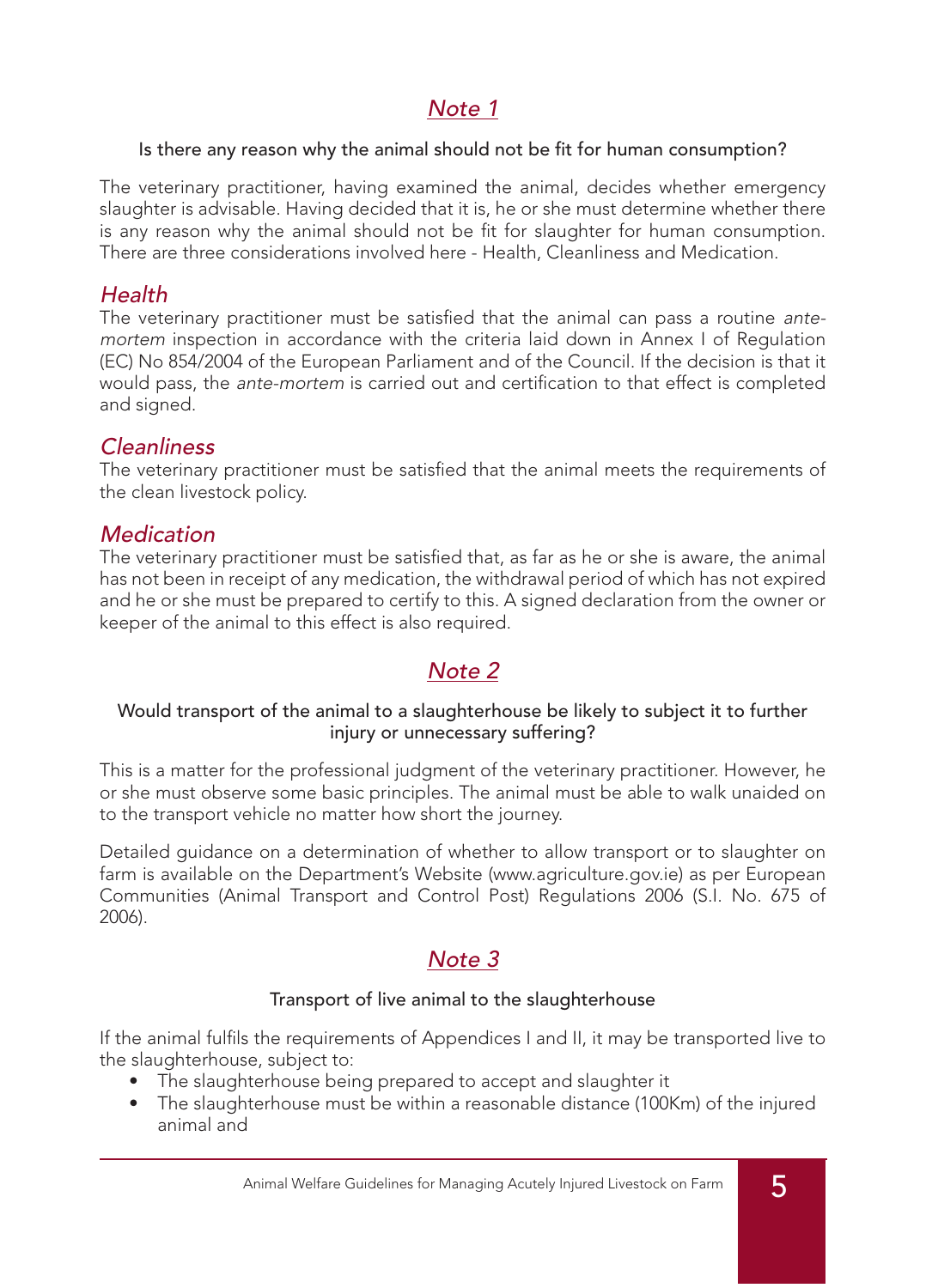## *Note 1*

Is there any reason why the animal should not be fit for human consumption?

The veterinary practitioner, having examined the animal, decides whether emergency slaughter is advisable. Having decided that it is, he or she must determine whether there is any reason why the animal should not be fit for slaughter for human consumption. There are three considerations involved here - Health, Cleanliness and Medication.

### *Health*

The veterinary practitioner must be satisfied that the animal can pass a routine *ante-mortem* inspection in accordance with the criteria laid down in Annex I of Regulation (EC) No 854/2004 of the European Parliament and of the Council. If the decision is that it would pass, the *ante-mortem* is carried out and certification to that effect is completed and signed.

### *Cleanliness*

The veterinary practitioner must be satisfied that the animal meets the requirements of the clean livestock policy.

### *Medication*

The veterinary practitioner must be satisfied that, as far as he or she is aware, the animal has not been in receipt of any medication, the withdrawal period of which has not expired and he or she must be prepared to certify to this. A signed declaration from the owner or keeper of the animal to this effect is also required.

## *Note 2*

Would transport of the animal to a slaughterhouse be likely to subject it to further injury or unnecessary suffering?

This is a matter for the professional judgment of the veterinary practitioner. However, he or she must observe some basic principles. The animal must be able to walk unaided on to the transport vehicle no matter how short the journey.

Detailed guidance on a determination of whether to allow transport or to slaughter on farm is available on the Department's Website (www.agriculture.gov.ie) as per European Communities (Animal Transport and Control Post) Regulations 2006 (S.I. No. 675 of 2006).

## *Note 3*

Transport of live animal to the slaughterhouse

If the animal fulfils the requirements of Appendices I and II, it may be transported live to the slaughterhouse, subject to:

- The slaughterhouse being prepared to accept and slaughter it
- The slaughterhouse must be within a reasonable distance (100Km) of the injured animal and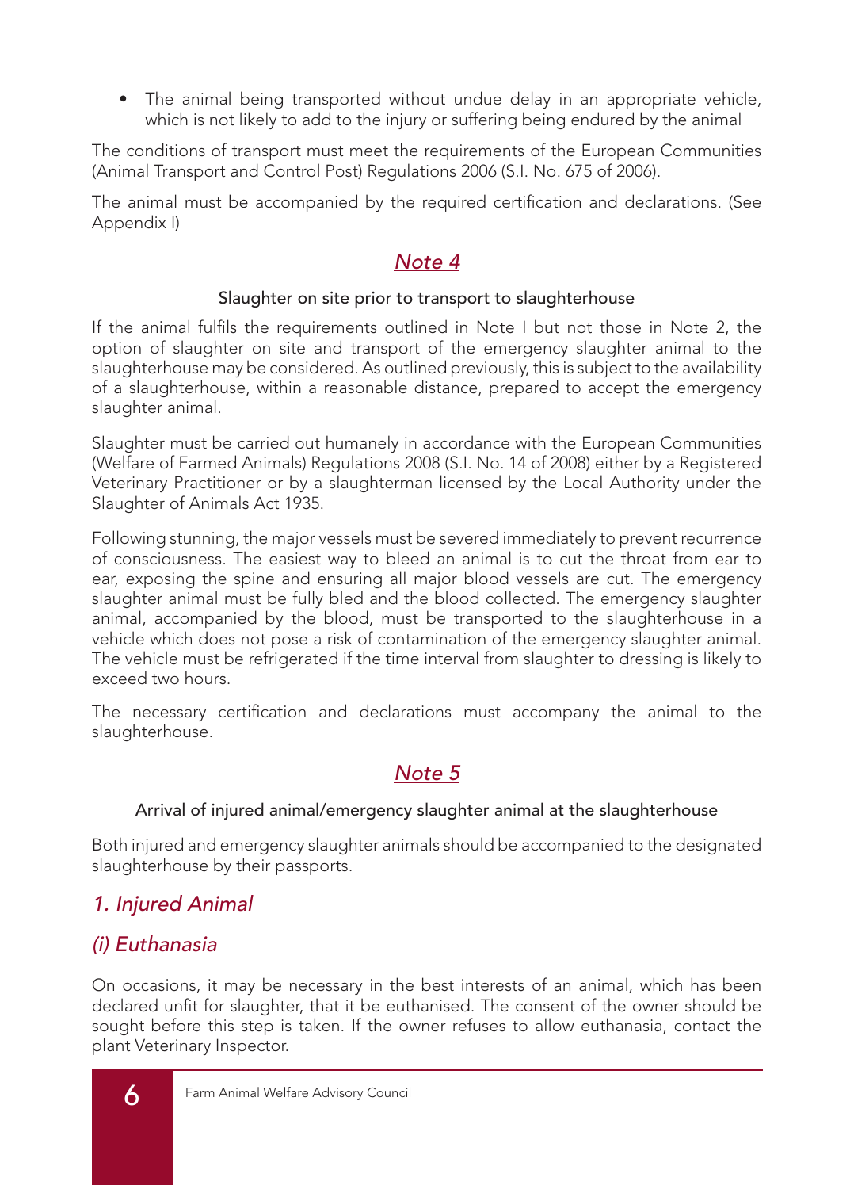- The animal being transported without undue delay in an appropriate vehicle, which is not likely to add to the injury or suffering being endured by the animal

The conditions of transport must meet the requirements of the European Communities (Animal Transport and Control Post) Regulations 2006 (S.I. No. 675 of 2006).

The animal must be accompanied by the required certification and declarations. (See Appendix I)

## *Note 4*

### Slaughter on site prior to transport to slaughterhouse

If the animal fulfils the requirements outlined in Note I but not those in Note 2, the option of slaughter on site and transport of the emergency slaughter animal to the slaughterhouse may be considered. As outlined previously, this is subject to the availability of a slaughterhouse, within a reasonable distance, prepared to accept the emergency slaughter animal.

Slaughter must be carried out humanely in accordance with the European Communities (Welfare of Farmed Animals) Regulations 2008 (S.I. No. 14 of 2008) either by a Registered Veterinary Practitioner or by a slaughterman licensed by the Local Authority under the Slaughter of Animals Act 1935.

Following stunning, the major vessels must be severed immediately to prevent recurrence of consciousness. The easiest way to bleed an animal is to cut the throat from ear to ear, exposing the spine and ensuring all major blood vessels are cut. The emergency slaughter animal must be fully bled and the blood collected. The emergency slaughter animal, accompanied by the blood, must be transported to the slaughterhouse in a vehicle which does not pose a risk of contamination of the emergency slaughter animal. The vehicle must be refrigerated if the time interval from slaughter to dressing is likely to exceed two hours.

The necessary certification and declarations must accompany the animal to the slaughterhouse.

## *Note 5*

### Arrival of injured animal/emergency slaughter animal at the slaughterhouse

Both injured and emergency slaughter animals should be accompanied to the designated slaughterhouse by their passports.

### *1. Injured Animal*

### *(i) Euthanasia*

On occasions, it may be necessary in the best interests of an animal, which has been declared unfit for slaughter, that it be euthanised. The consent of the owner should be sought before this step is taken. If the owner refuses to allow euthanasia, contact the plant Veterinary Inspector.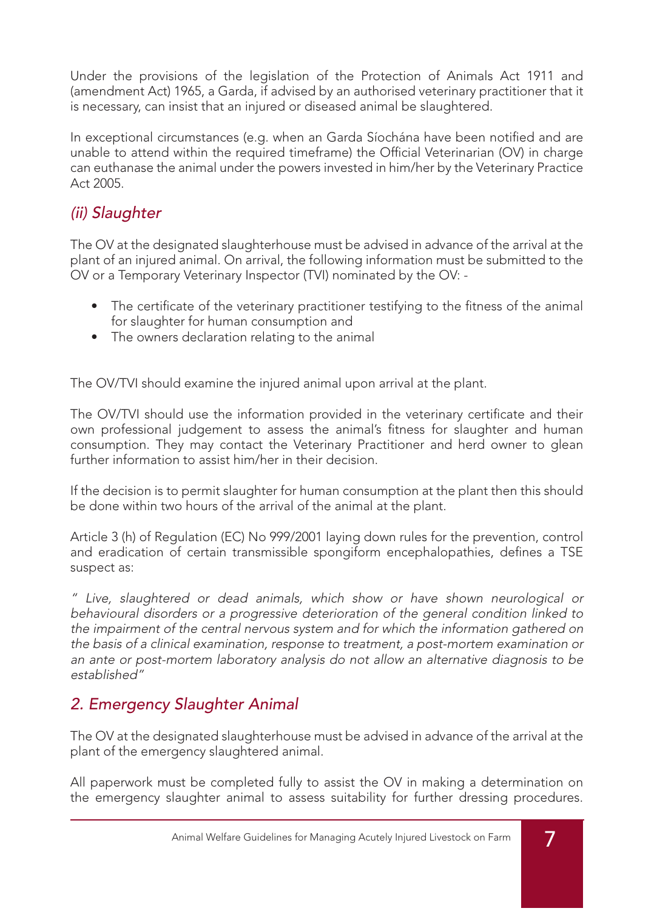Under the provisions of the legislation of the Protection of Animals Act 1911 and (amendment Act) 1965, a Garda, if advised by an authorised veterinary practitioner that it is necessary, can insist that an injured or diseased animal be slaughtered.

In exceptional circumstances (e.g. when an Garda Síochána have been notified and are unable to attend within the required timeframe) the Official Veterinarian (OV) in charge can euthanase the animal under the powers invested in him/her by the Veterinary Practice Act 2005.

### *(ii) Slaughter*

The OV at the designated slaughterhouse must be advised in advance of the arrival at the plant of an injured animal. On arrival, the following information must be submitted to the OV or a Temporary Veterinary Inspector (TVI) nominated by the OV: -

- The certificate of the veterinary practitioner testifying to the fitness of the animal for slaughter for human consumption and
- The owners declaration relating to the animal

The OV/TVI should examine the injured animal upon arrival at the plant.

The OV/TVI should use the information provided in the veterinary certificate and their own professional judgement to assess the animal's fitness for slaughter and human consumption. They may contact the Veterinary Practitioner and herd owner to glean further information to assist him/her in their decision.

If the decision is to permit slaughter for human consumption at the plant then this should be done within two hours of the arrival of the animal at the plant.

Article 3 (h) of Regulation (EC) No 999/2001 laying down rules for the prevention, control and eradication of certain transmissible spongiform encephalopathies, defines a TSE suspect as:

*" Live, slaughtered or dead animals, which show or have shown neurological or behavioural disorders or a progressive deterioration of the general condition linked to the impairment of the central nervous system and for which the information gathered on the basis of a clinical examination, response to treatment, a post-mortem examination or an ante or post-mortem laboratory analysis do not allow an alternative diagnosis to be established"*

## *2. Emergency Slaughter Animal*

The OV at the designated slaughterhouse must be advised in advance of the arrival at the plant of the emergency slaughtered animal.

All paperwork must be completed fully to assist the OV in making a determination on the emergency slaughter animal to assess suitability for further dressing procedures.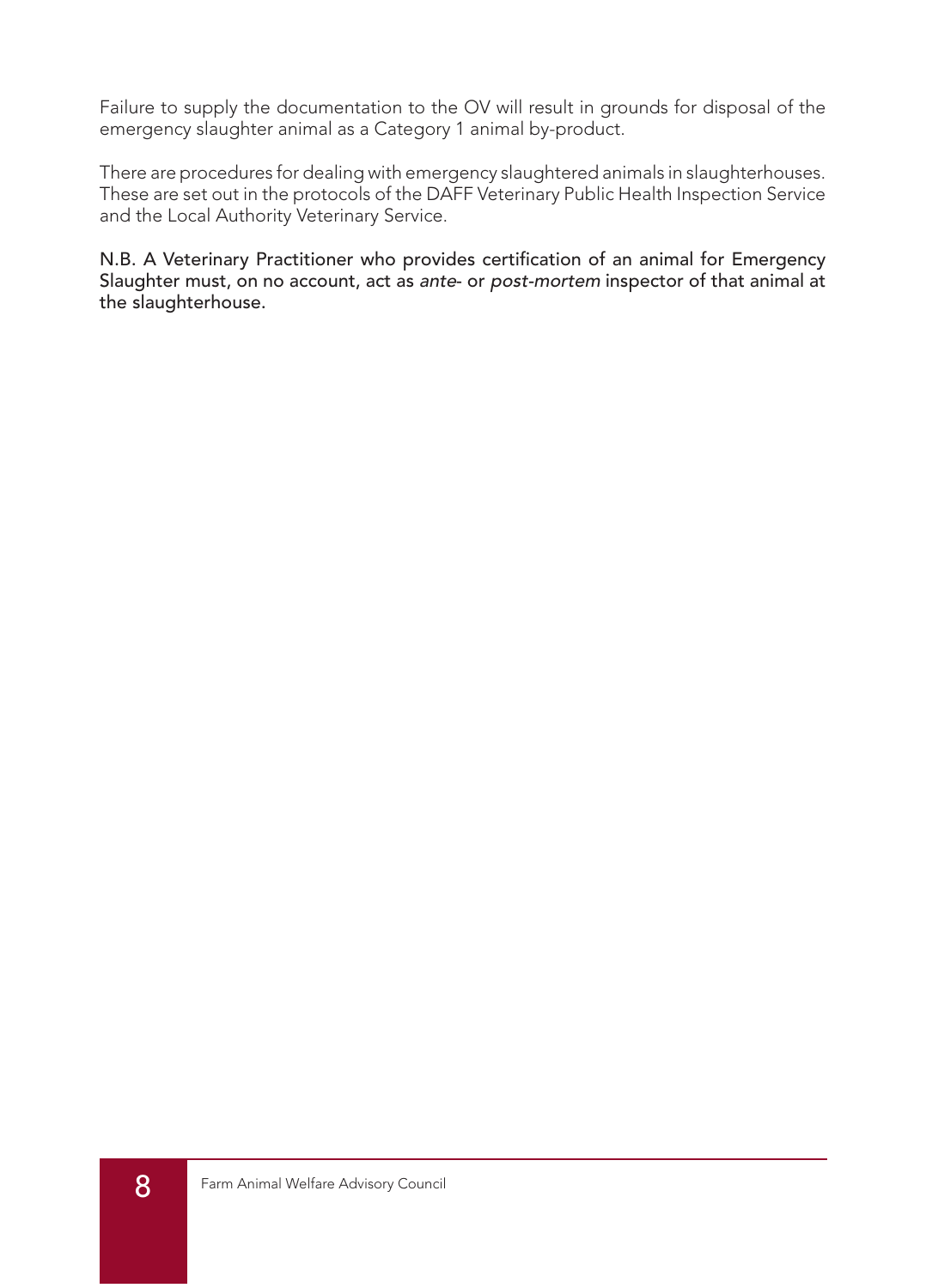Failure to supply the documentation to the OV will result in grounds for disposal of the emergency slaughter animal as a Category 1 animal by-product.

There are procedures for dealing with emergency slaughtered animals in slaughterhouses. These are set out in the protocols of the DAFF Veterinary Public Health Inspection Service and the Local Authority Veterinary Service.

**N.B. A Veterinary Practitioner who provides certification of an animal for Emergency Slaughter must, on no account, act as *ante*- or *post-mortem* inspector of that animal at the slaughterhouse.**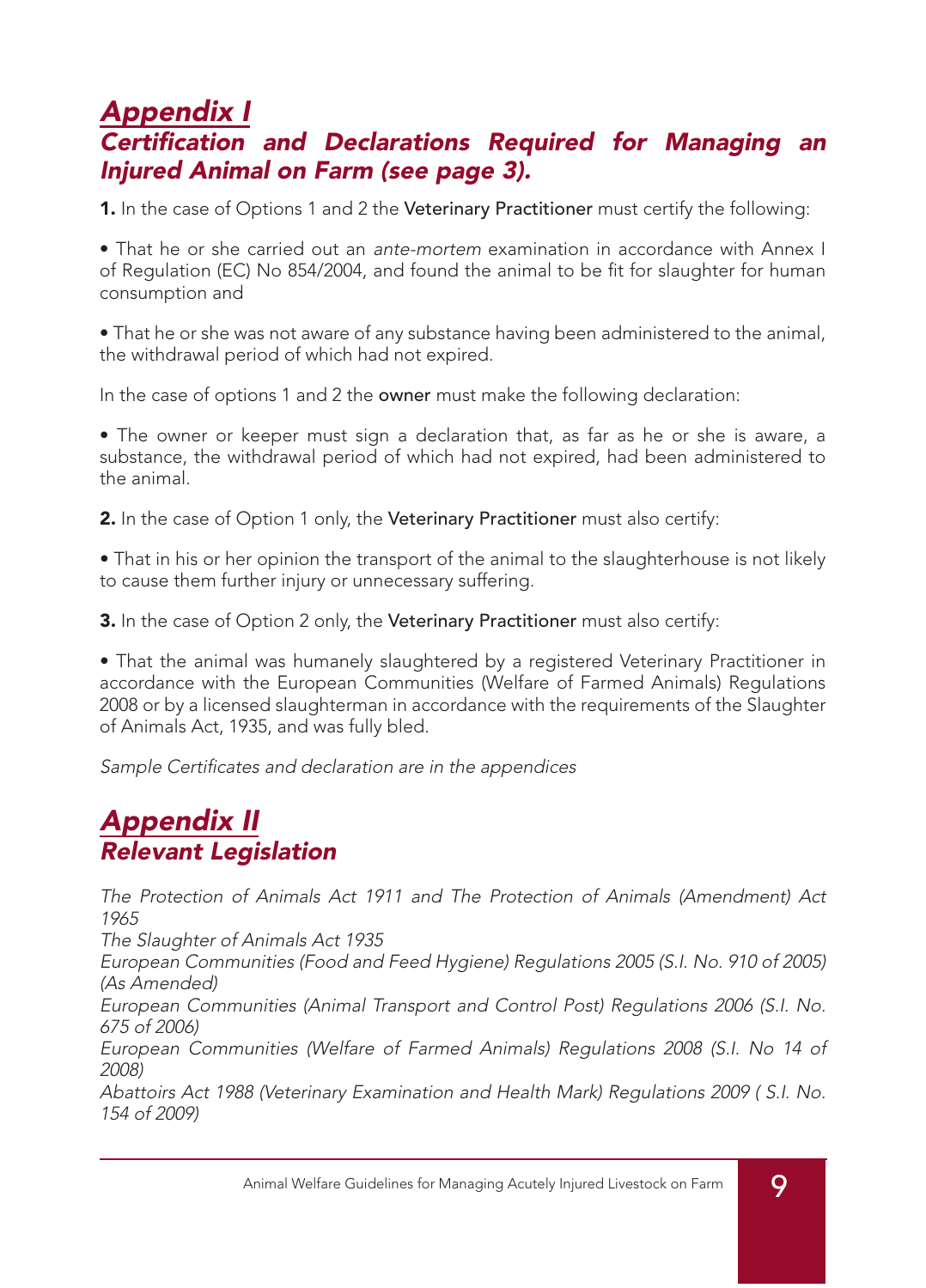# *Appendix I*

## *Certification and Declarations Required for Managing an Injured Animal on Farm (see page 3).*

**1.** In the case of Options 1 and 2 the **Veterinary Practitioner** must certify the following:

- That he or she carried out an *ante-mortem* examination in accordance with Annex I of Regulation (EC) No 854/2004, and found the animal to be fit for slaughter for human consumption and

- That he or she was not aware of any substance having been administered to the animal, the withdrawal period of which had not expired.

In the case of options 1 and 2 the **owner** must make the following declaration:

- The owner or keeper must sign a declaration that, as far as he or she is aware, a substance, the withdrawal period of which had not expired, had been administered to the animal.

**2.** In the case of Option 1 only, the **Veterinary Practitioner** must also certify:

- That in his or her opinion the transport of the animal to the slaughterhouse is not likely to cause them further injury or unnecessary suffering.

**3.** In the case of Option 2 only, the **Veterinary Practitioner** must also certify:

- That the animal was humanely slaughtered by a registered Veterinary Practitioner in accordance with the European Communities (Welfare of Farmed Animals) Regulations 2008 or by a licensed slaughterman in accordance with the requirements of the Slaughter of Animals Act, 1935, and was fully bled.

*Sample Certificates and declaration are in the appendices*

# *Appendix II*

## *Relevant Legislation*

*The Protection of Animals Act 1911 and The Protection of Animals (Amendment) Act 1965*
*The Slaughter of Animals Act 1935*
*European Communities (Food and Feed Hygiene) Regulations 2005 (S.I. No. 910 of 2005) (As Amended)*
*European Communities (Animal Transport and Control Post) Regulations 2006 (S.I. No. 675 of 2006)*
*European Communities (Welfare of Farmed Animals) Regulations 2008 (S.I. No 14 of 2008)*
*Abattoirs Act 1988 (Veterinary Examination and Health Mark) Regulations 2009 ( S.I. No. 154 of 2009)*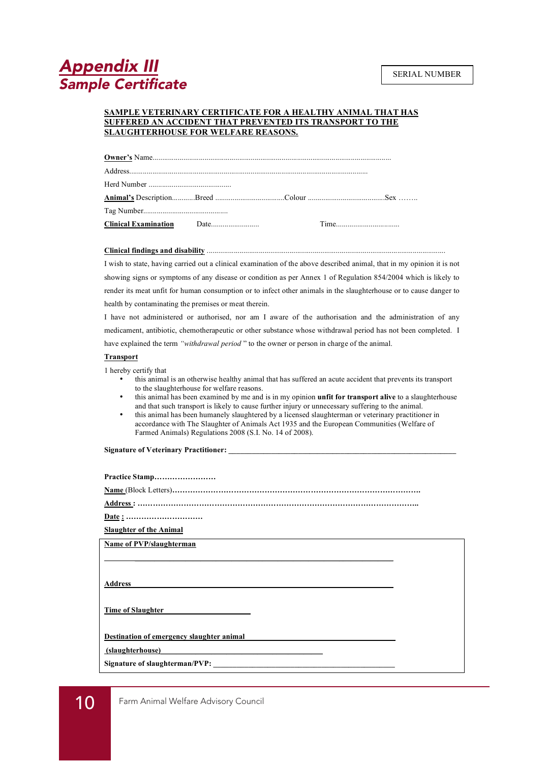# Appendix III
## Sample Certificate

SERIAL NUMBER

**SAMPLE VETERINARY CERTIFICATE FOR A HEALTHY ANIMAL THAT HAS SUFFERED AN ACCIDENT THAT PREVENTED ITS TRANSPORT TO THE SLAUGHTERHOUSE FOR WELFARE REASONS.**

**Owner's** Name.............................................................................................................................

Address...........................................................................................................................

Herd Number ..........................................

**Animal's** Description............Breed ....................................Colour ........................................Sex ……..

Tag Number...........................................

**Clinical Examination** Date......................... Time.................................

**Clinical findings and disability** ..........................................................................................................................

I wish to state, having carried out a clinical examination of the above described animal, that in my opinion it is not showing signs or symptoms of any disease or condition as per Annex 1 of Regulation 854/2004 which is likely to render its meat unfit for human consumption or to infect other animals in the slaughterhouse or to cause danger to health by contaminating the premises or meat therein.

I have not administered or authorised, nor am I aware of the authorisation and the administration of any medicament, antibiotic, chemotherapeutic or other substance whose withdrawal period has not been completed. I have explained the term *"withdrawal period"* to the owner or person in charge of the animal.

**Transport**

I hereby certify that

- this animal is an otherwise healthy animal that has suffered an acute accident that prevents its transport to the slaughterhouse for welfare reasons.
- this animal has been examined by me and is in my opinion **unfit for transport alive** to a slaughterhouse and that such transport is likely to cause further injury or unnecessary suffering to the animal.
- this animal has been humanely slaughtered by a licensed slaughterman or veterinary practitioner in accordance with The Slaughter of Animals Act 1935 and the European Communities (Welfare of Farmed Animals) Regulations 2008 (S.I. No. 14 of 2008).

**Signature of Veterinary Practitioner:** ______________________________________________

**Practice Stamp……………………**

**Name** (Block Letters)…………………………………………………………………………………….

**Address :** ……………………………………………………………………………………………..

**Date :** …………………………

**Slaughter of the Animal**

**Name of PVP/slaughterman**

______________________________________________

**Address** ______________________________________________

**Time of Slaughter** ____________________

**Destination of emergency slaughter animal** ______________________________

**(slaughterhouse)** ______________________________

**Signature of slaughterman/PVP:** ______________________________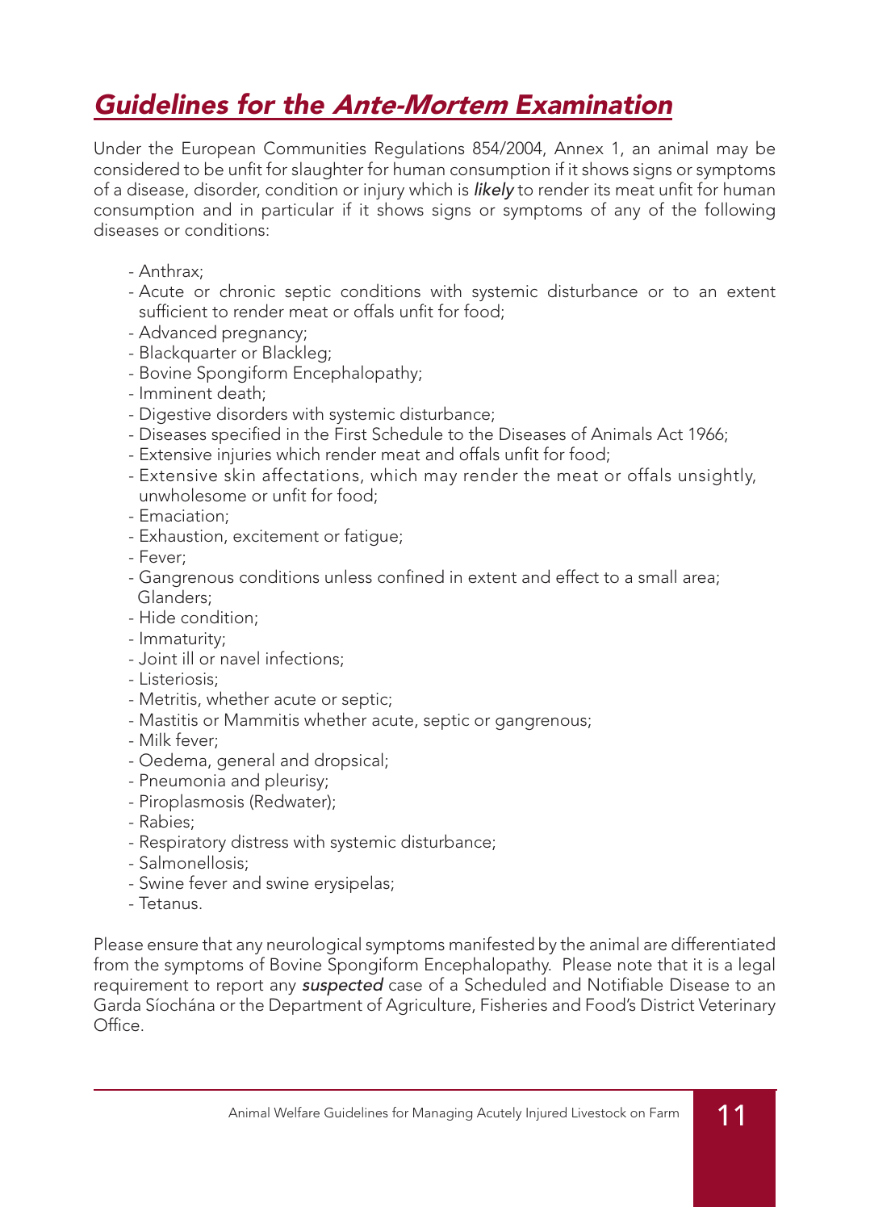# ***Guidelines for the Ante-Mortem Examination***

Under the European Communities Regulations 854/2004, Annex 1, an animal may be considered to be unfit for slaughter for human consumption if it shows signs or symptoms of a disease, disorder, condition or injury which is *likely* to render its meat unfit for human consumption and in particular if it shows signs or symptoms of any of the following diseases or conditions:

- Anthrax;
- Acute or chronic septic conditions with systemic disturbance or to an extent sufficient to render meat or offals unfit for food;
- Advanced pregnancy;
- Blackquarter or Blackleg;
- Bovine Spongiform Encephalopathy;
- Imminent death;
- Digestive disorders with systemic disturbance;
- Diseases specified in the First Schedule to the Diseases of Animals Act 1966;
- Extensive injuries which render meat and offals unfit for food;
- Extensive skin affectations, which may render the meat or offals unsightly, unwholesome or unfit for food;
- Emaciation;
- Exhaustion, excitement or fatigue;
- Fever;
- Gangrenous conditions unless confined in extent and effect to a small area; Glanders;
- Hide condition;
- Immaturity;
- Joint ill or navel infections;
- Listeriosis;
- Metritis, whether acute or septic;
- Mastitis or Mammitis whether acute, septic or gangrenous;
- Milk fever;
- Oedema, general and dropsical;
- Pneumonia and pleurisy;
- Piroplasmosis (Redwater);
- Rabies;
- Respiratory distress with systemic disturbance;
- Salmonellosis;
- Swine fever and swine erysipelas;
- Tetanus.

Please ensure that any neurological symptoms manifested by the animal are differentiated from the symptoms of Bovine Spongiform Encephalopathy. Please note that it is a legal requirement to report any ***suspected*** case of a Scheduled and Notifiable Disease to an Garda Síochána or the Department of Agriculture, Fisheries and Food's District Veterinary Office.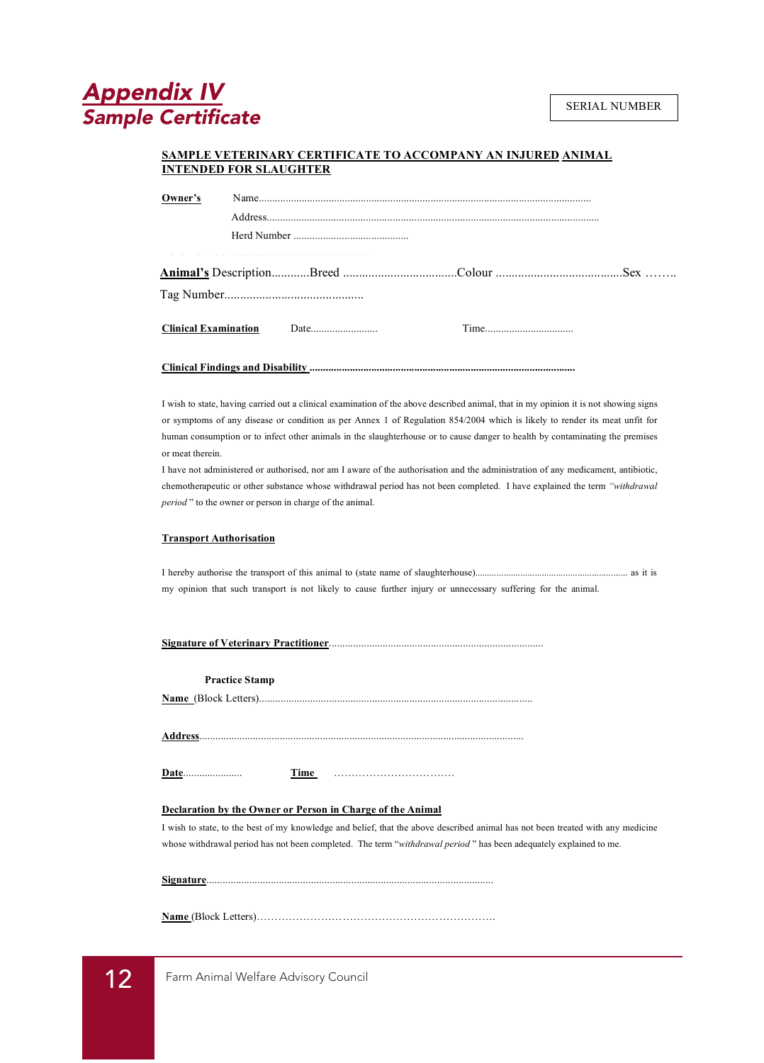# Appendix IV
## Sample Certificate

SERIAL NUMBER

**SAMPLE VETERINARY CERTIFICATE TO ACCOMPANY AN INJURED ANIMAL INTENDED FOR SLAUGHTER**

**Owner's** Name..........................................................................................................................

Address..........................................................................................................................

Herd Number ..........................................

**Animal's** Description............Breed ....................................Colour ........................................Sex ……..

Tag Number............................................

**Clinical Examination** Date......................... Time.................................

**Clinical Findings and Disability** ..................................................................................................

I wish to state, having carried out a clinical examination of the above described animal, that in my opinion it is not showing signs or symptoms of any disease or condition as per Annex 1 of Regulation 854/2004 which is likely to render its meat unfit for human consumption or to infect other animals in the slaughterhouse or to cause danger to health by contaminating the premises or meat therein.

I have not administered or authorised, nor am I aware of the authorisation and the administration of any medicament, antibiotic, chemotherapeutic or other substance whose withdrawal period has not been completed. I have explained the term *"withdrawal period"* to the owner or person in charge of the animal.

**Transport Authorisation**

I hereby authorise the transport of this animal to (state name of slaughterhouse)............................................................... as it is my opinion that such transport is not likely to cause further injury or unnecessary suffering for the animal.

**Signature of Veterinary Practitioner**...............................................................................

**Practice Stamp**

**Name** (Block Letters).....................................................................................................

**Address**........................................................................................................................

**Date**..................... **Time** ……………………………

**Declaration by the Owner or Person in Charge of the Animal**

I wish to state, to the best of my knowledge and belief, that the above described animal has not been treated with any medicine whose withdrawal period has not been completed. The term "*withdrawal period*" has been adequately explained to me.

**Signature**.........................................................................................................

**Name** (Block Letters)……………………………………………………………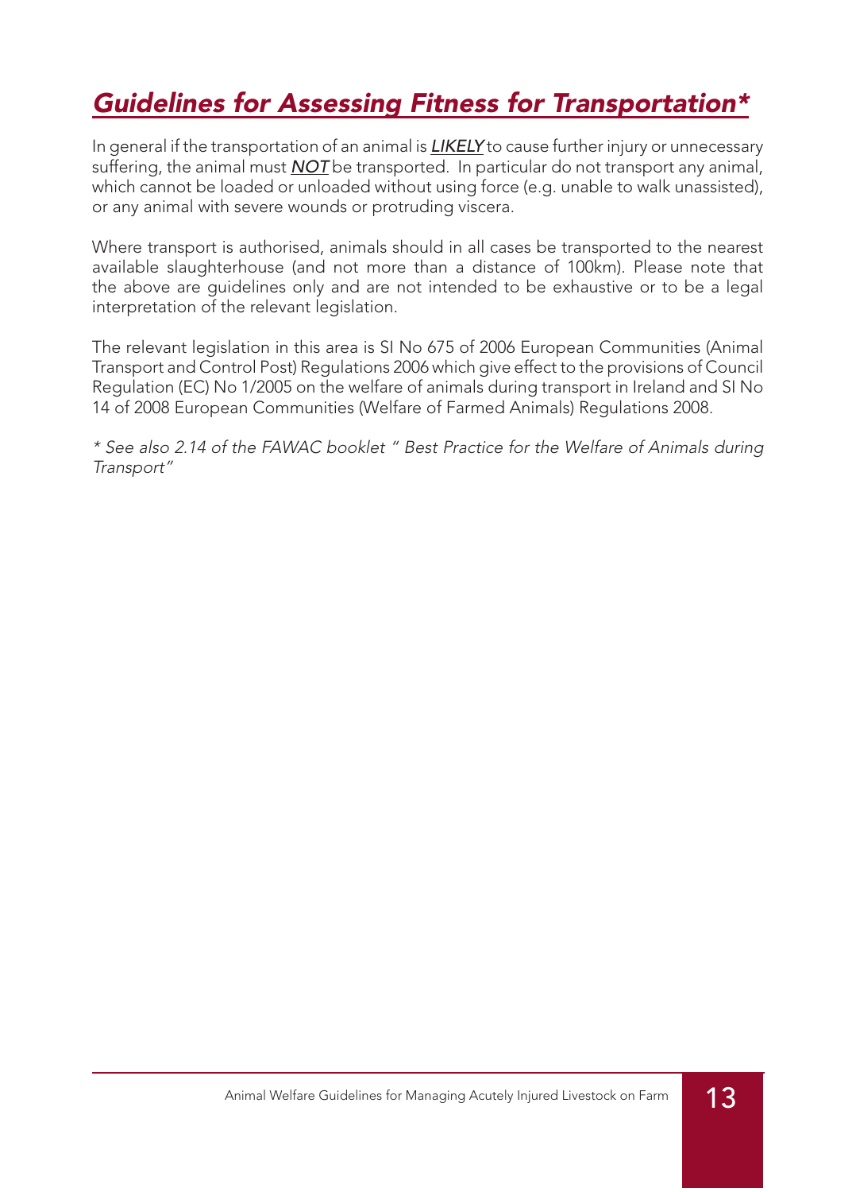## ***Guidelines for Assessing Fitness for Transportation****

In general if the transportation of an animal is ***LIKELY*** to cause further injury or unnecessary suffering, the animal must ***NOT*** be transported. In particular do not transport any animal, which cannot be loaded or unloaded without using force (e.g. unable to walk unassisted), or any animal with severe wounds or protruding viscera.

Where transport is authorised, animals should in all cases be transported to the nearest available slaughterhouse (and not more than a distance of 100km). Please note that the above are guidelines only and are not intended to be exhaustive or to be a legal interpretation of the relevant legislation.

The relevant legislation in this area is SI No 675 of 2006 European Communities (Animal Transport and Control Post) Regulations 2006 which give effect to the provisions of Council Regulation (EC) No 1/2005 on the welfare of animals during transport in Ireland and SI No 14 of 2008 European Communities (Welfare of Farmed Animals) Regulations 2008.

*\* See also 2.14 of the FAWAC booklet " Best Practice for the Welfare of Animals during Transport"*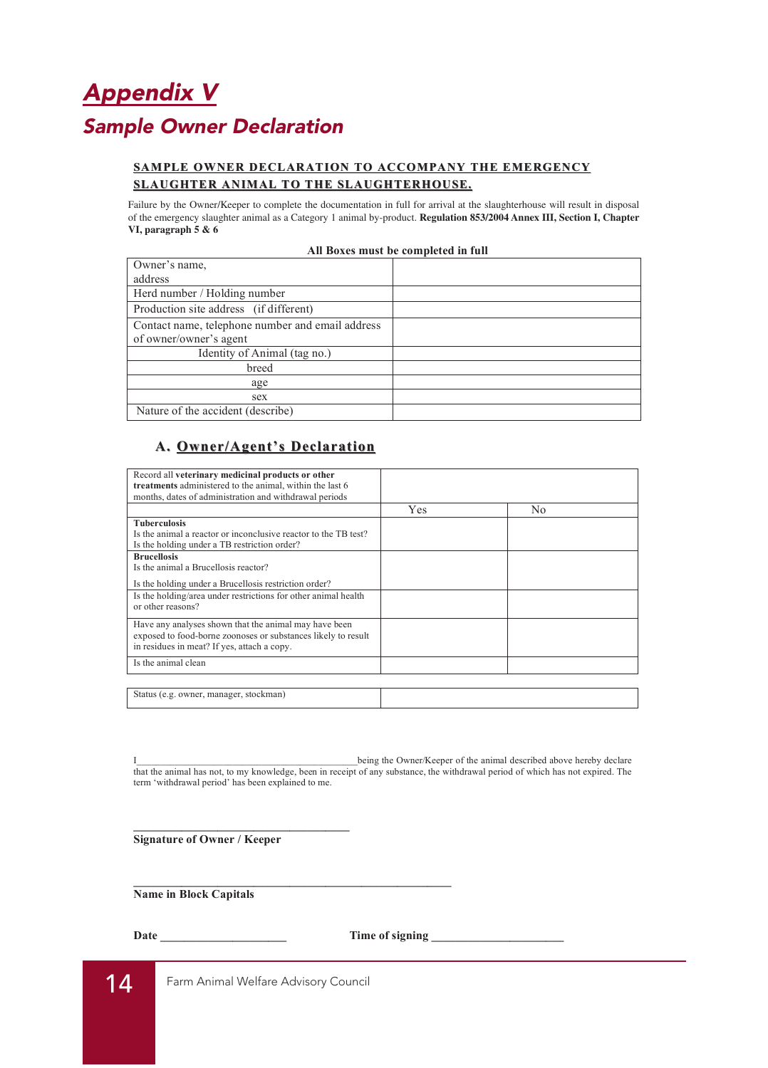# Appendix V

## Sample Owner Declaration

**SAMPLE OWNER DECLARATION TO ACCOMPANY THE EMERGENCY SLAUGHTER ANIMAL TO THE SLAUGHTERHOUSE.**

Failure by the Owner/Keeper to complete the documentation in full for arrival at the slaughterhouse will result in disposal of the emergency slaughter animal as a Category 1 animal by-product. **Regulation 853/2004 Annex III, Section I, Chapter VI, paragraph 5 & 6**

**All Boxes must be completed in full**

| | |
|---|---|
| Owner's name, address | |
| Herd number / Holding number | |
| Production site address (if different) | |
| Contact name, telephone number and email address of owner/owner's agent | |
| Identity of Animal (tag no.) | |
| breed | |
| age | |
| sex | |
| Nature of the accident (describe) | |

### A. Owner/Agent's Declaration

| | | |
|---|---|---|
| Record all **veterinary medicinal products or other treatments** administered to the animal, within the last 6 months, dates of administration and withdrawal periods | | |
| | Yes | No |
| **Tuberculosis** Is the animal a reactor or inconclusive reactor to the TB test? Is the holding under a TB restriction order? | | |
| **Brucellosis** Is the animal a Brucellosis reactor? Is the holding under a Brucellosis restriction order? | | |
| Is the holding/area under restrictions for other animal health or other reasons? | | |
| Have any analyses shown that the animal may have been exposed to food-borne zoonoses or substances likely to result in residues in meat? If yes, attach a copy. | | |
| Is the animal clean | | |

| | |
|---|---|
| Status (e.g. owner, manager, stockman) | |

I_____________________________________________being the Owner/Keeper of the animal described above hereby declare that the animal has not, to my knowledge, been in receipt of any substance, the withdrawal period of which has not expired. The term 'withdrawal period' has been explained to me.

_______________________________________

**Signature of Owner / Keeper**

_______________________________________________________

**Name in Block Capitals**

**Date** ____________________ **Time of signing** _____________________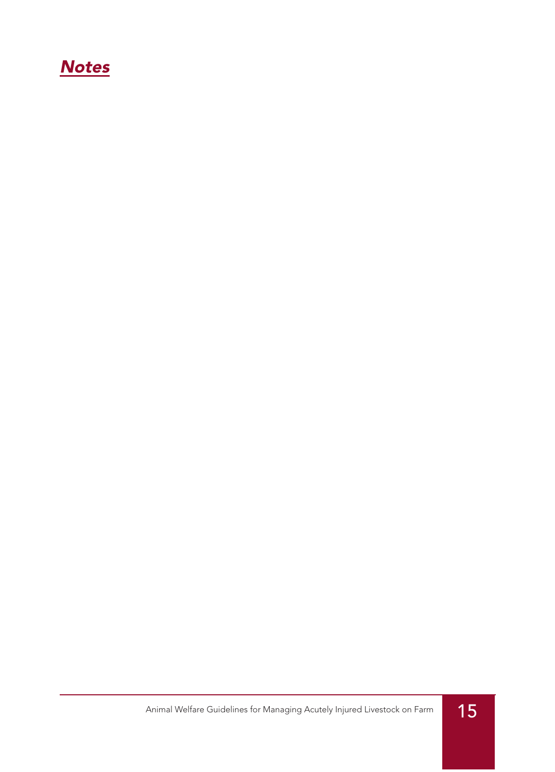## *Notes*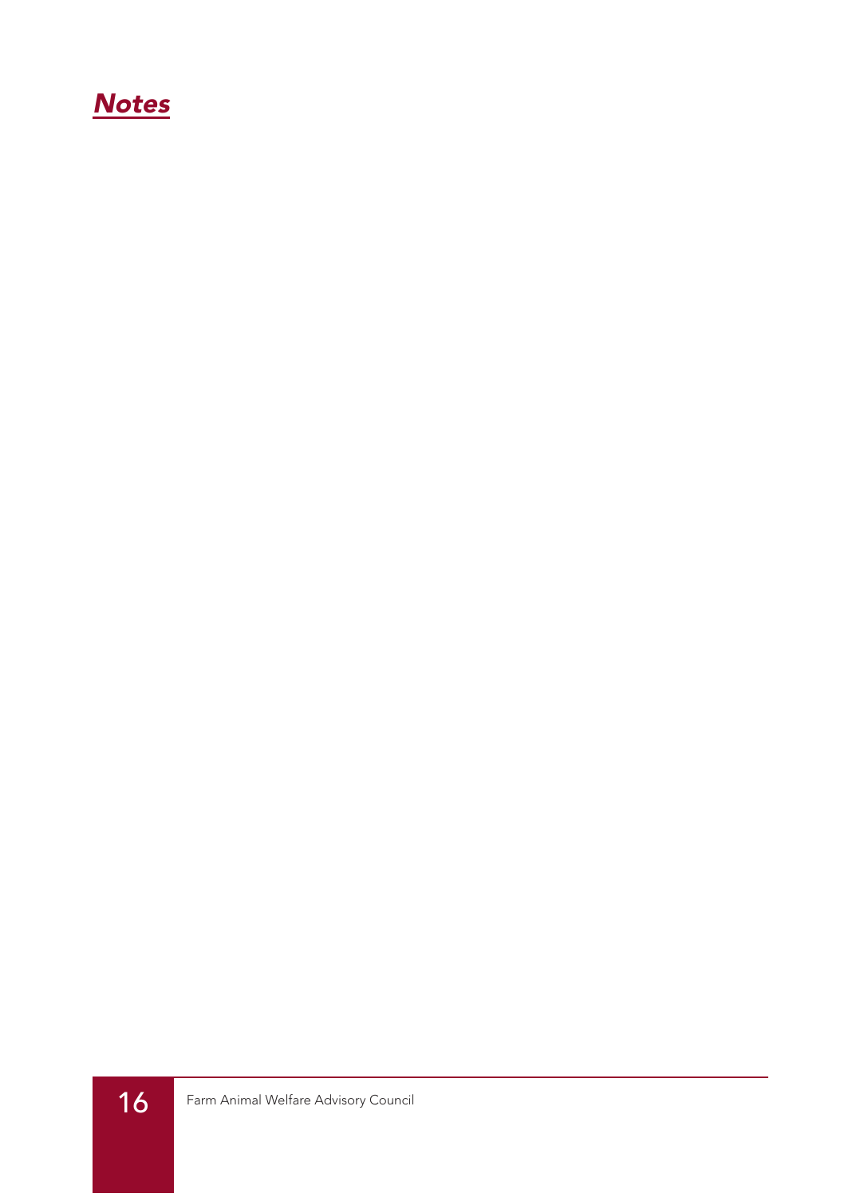## *Notes*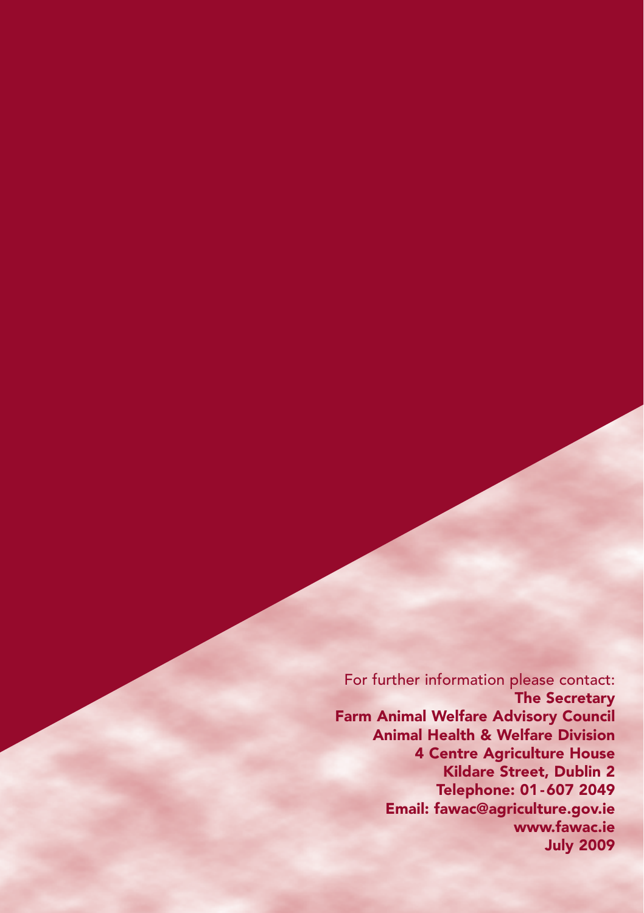For further information please contact:
**The Secretary**
**Farm Animal Welfare Advisory Council**
**Animal Health & Welfare Division**
**4 Centre Agriculture House**
**Kildare Street, Dublin 2**
**Telephone: 01-607 2049**
**Email: fawac@agriculture.gov.ie**
**www.fawac.ie**
**July 2009**